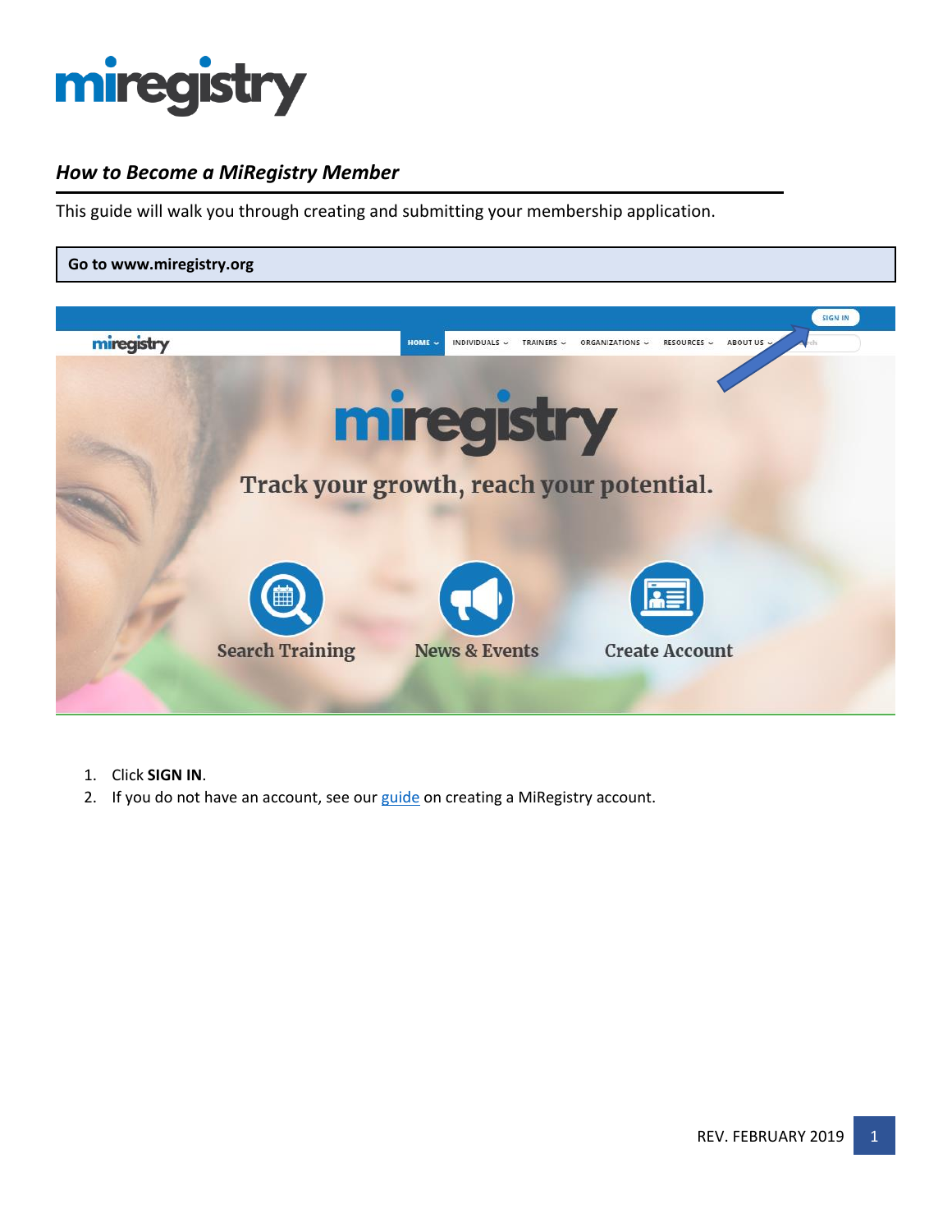# miregistry

## *How to Become a MiRegistry Member*

This guide will walk you through creating and submitting your membership application.

**Go to www.miregistry.org**

1. Click **SIGN IN**.
2. If you do not have an account, see our [guide]() on creating a MiRegistry account.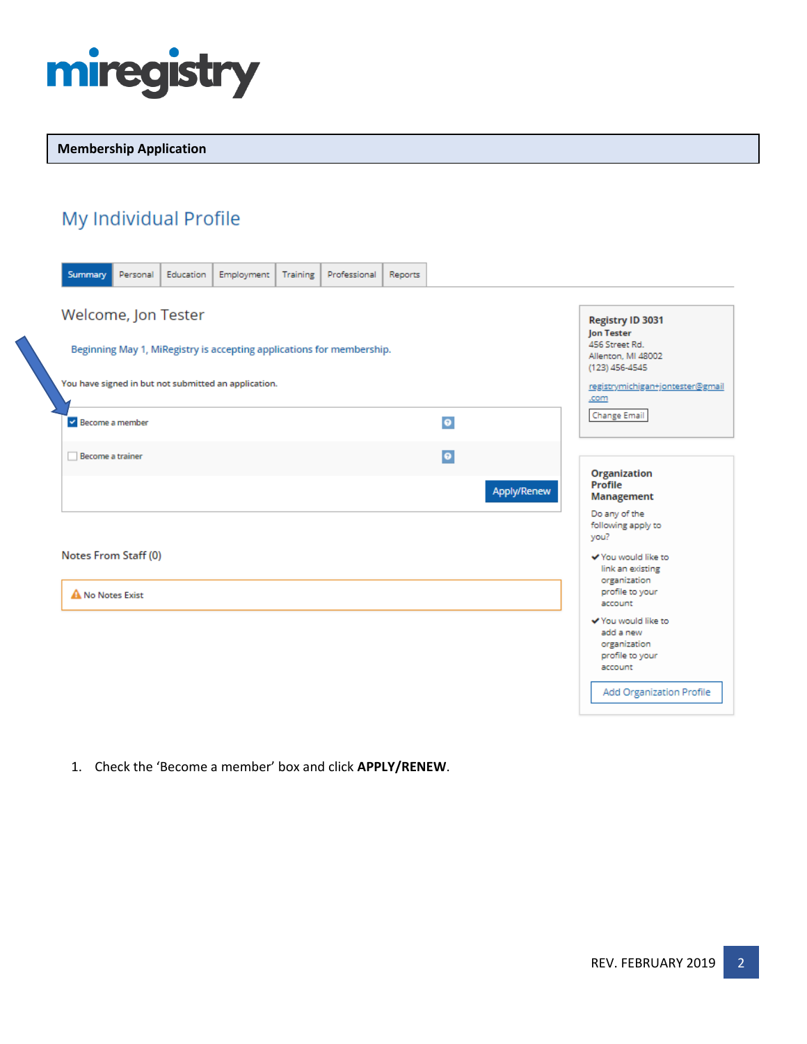**Membership Application**

## My Individual Profile

Summary | Personal | Education | Employment | Training | Professional | Reports

Welcome, Jon Tester

Beginning May 1, MiRegistry is accepting applications for membership.

You have signed in but not submitted an application.

- [x] Become a member
- [ ] Become a trainer

Apply/Renew

Notes From Staff (0)

No Notes Exist

**Registry ID 3031**
**Jon Tester**
456 Street Rd.
Allenton, MI 48002
(123) 456-4545
registrymichigan+jontester@gmail.com
Change Email

**Organization Profile Management**

Do any of the following apply to you?

- ✔ You would like to link an existing organization profile to your account
- ✔ You would like to add a new organization profile to your account

Add Organization Profile

1. Check the 'Become a member' box and click **APPLY/RENEW**.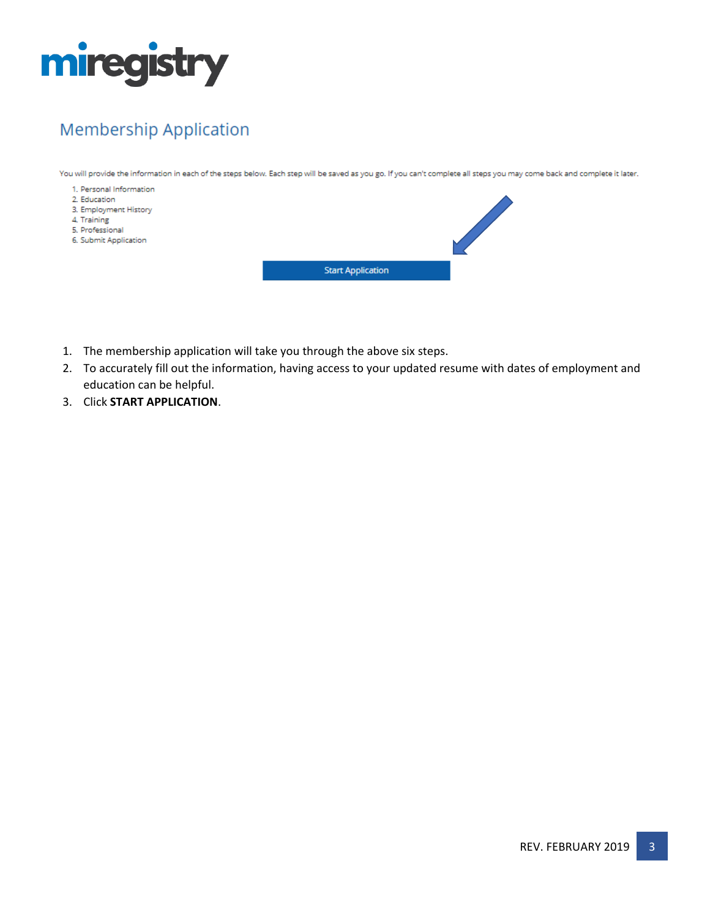# Membership Application

You will provide the information in each of the steps below. Each step will be saved as you go. If you can't complete all steps you may come back and complete it later.

1. Personal Information
2. Education
3. Employment History
4. Training
5. Professional
6. Submit Application

Start Application

1. The membership application will take you through the above six steps.
2. To accurately fill out the information, having access to your updated resume with dates of employment and education can be helpful.
3. Click **START APPLICATION**.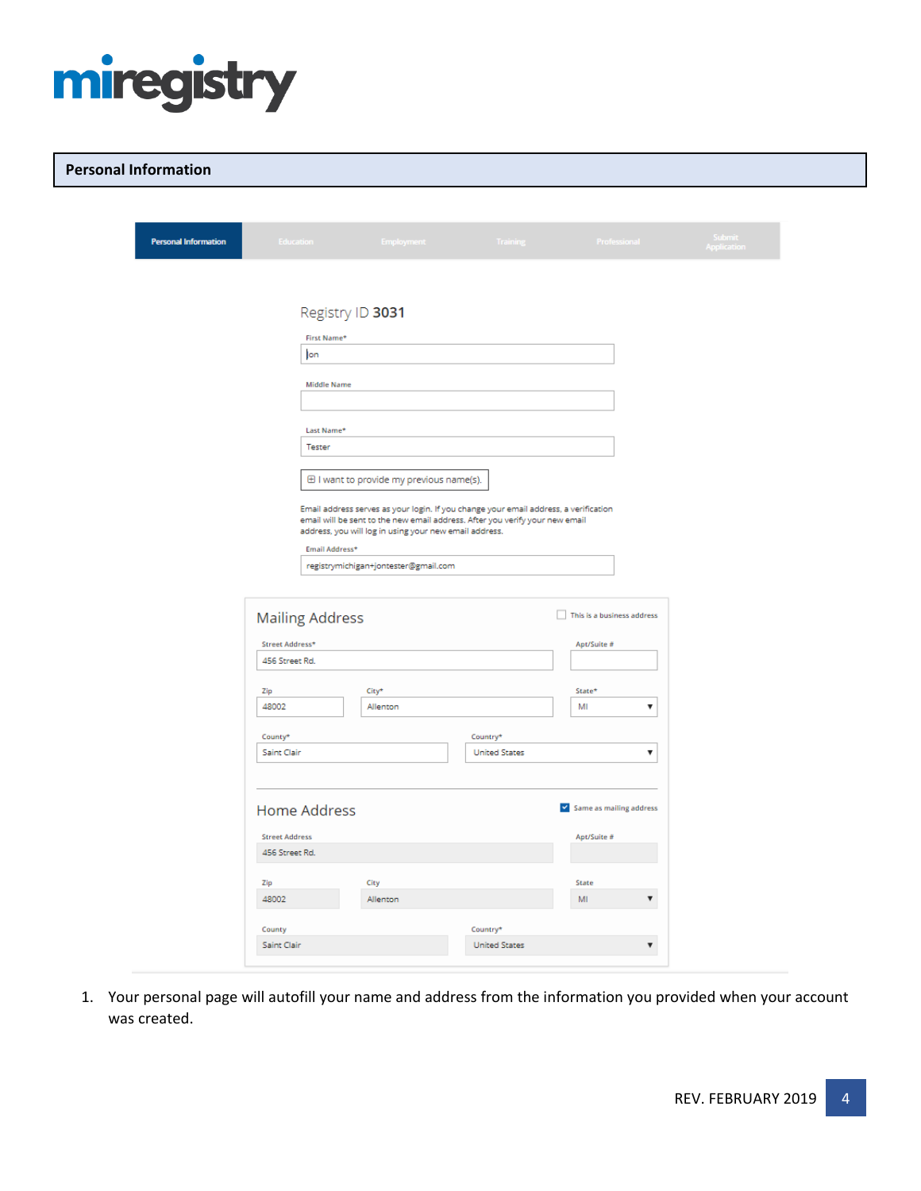miregistry

## Personal Information

Personal Information | Education | Employment | Training | Professional | Submit Application

Registry ID **3031**

First Name*

Jon

Middle Name

Last Name*

Tester

⊞ I want to provide my previous name(s).

Email address serves as your login. If you change your email address, a verification email will be sent to the new email address. After you verify your new email address, you will log in using your new email address.

Email Address*

registrymichigan+jontester@gmail.com

### Mailing Address

☐ This is a business address

Street Address*: 456 Street Rd.

Apt/Suite #:

Zip: 48002

City*: Allenton

State*: MI

County*: Saint Clair

Country*: United States

### Home Address

☑ Same as mailing address

Street Address: 456 Street Rd.

Apt/Suite #:

Zip: 48002

City: Allenton

State: MI

County: Saint Clair

Country*: United States

1. Your personal page will autofill your name and address from the information you provided when your account was created.

REV. FEBRUARY 2019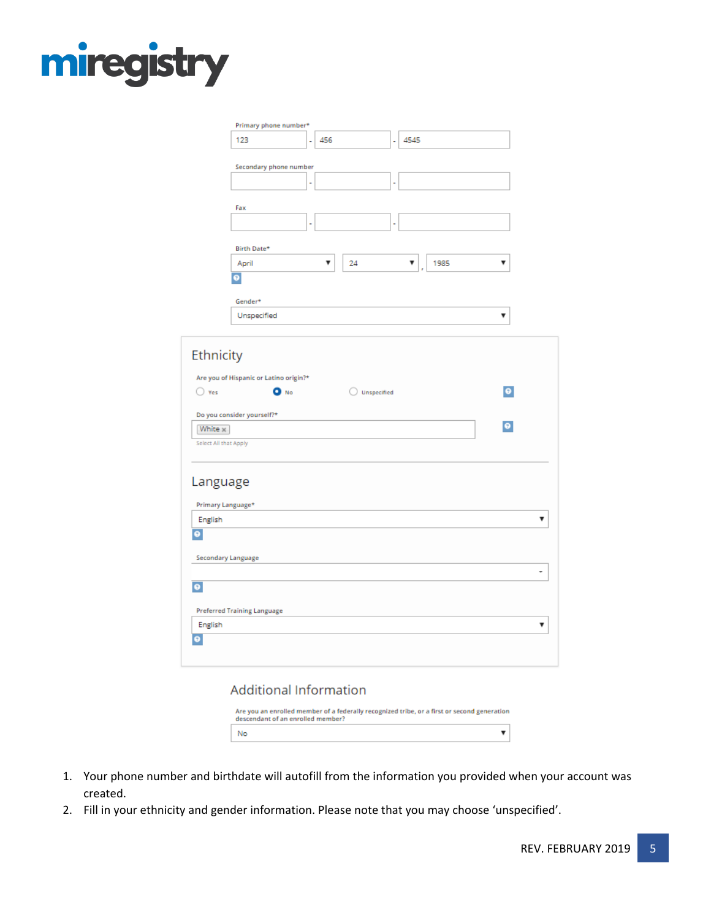Primary phone number*

123 - 456 - 4545

Secondary phone number

Fax

Birth Date*

April 24, 1985

Gender*

Unspecified

## Ethnicity

Are you of Hispanic or Latino origin?*

Yes | No | Unspecified

Do you consider yourself?*

White ×

Select All that Apply

## Language

Primary Language*

English

Secondary Language

Preferred Training Language

English

## Additional Information

Are you an enrolled member of a federally recognized tribe, or a first or second generation descendant of an enrolled member?

No

1. Your phone number and birthdate will autofill from the information you provided when your account was created.
2. Fill in your ethnicity and gender information. Please note that you may choose 'unspecified'.

REV. FEBRUARY 2019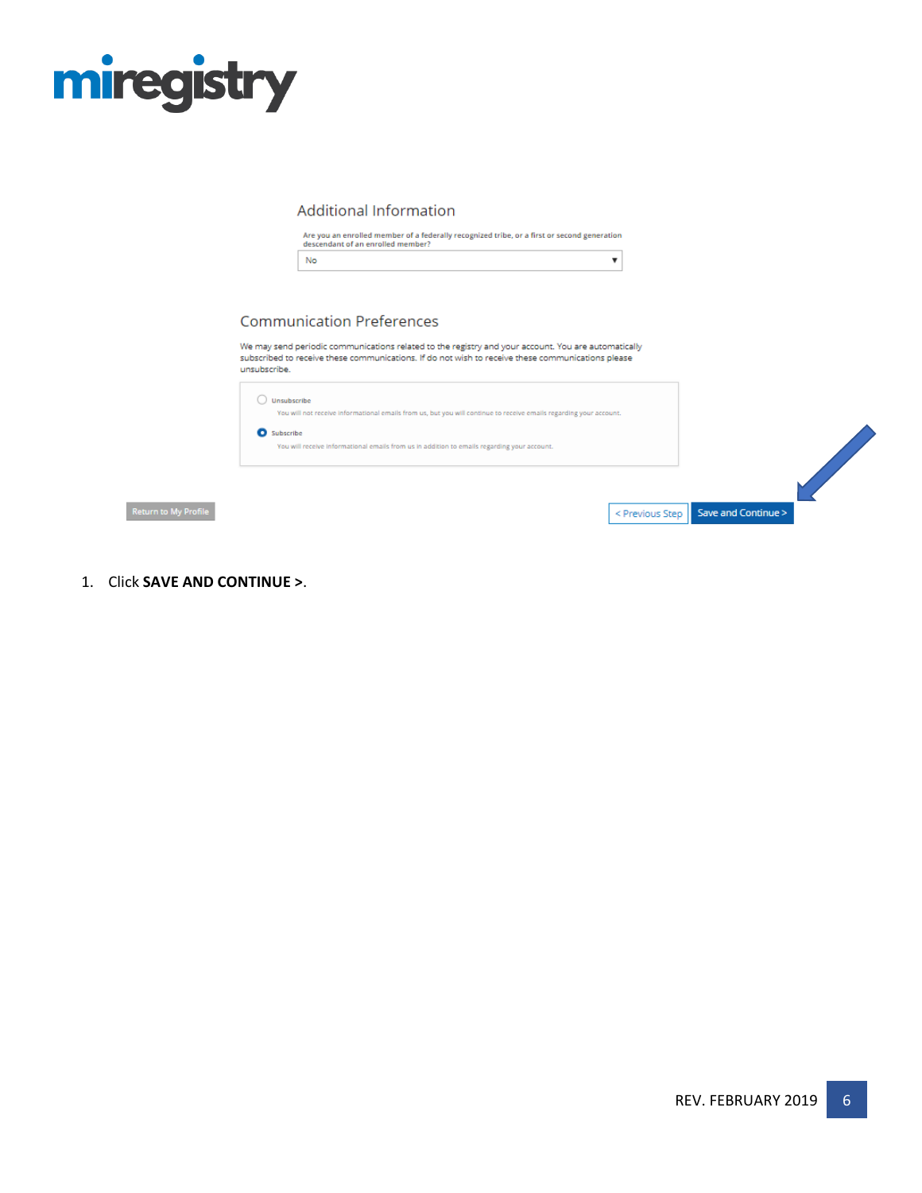Additional Information

Are you an enrolled member of a federally recognized tribe, or a first or second generation descendant of an enrolled member?

No

Communication Preferences

We may send periodic communications related to the registry and your account. You are automatically subscribed to receive these communications. If do not wish to receive these communications please unsubscribe.

Unsubscribe

You will not receive informational emails from us, but you will continue to receive emails regarding your account.

Subscribe

You will receive informational emails from us in addition to emails regarding your account.

Return to My Profile

< Previous Step

Save and Continue >

1. Click **SAVE AND CONTINUE >**.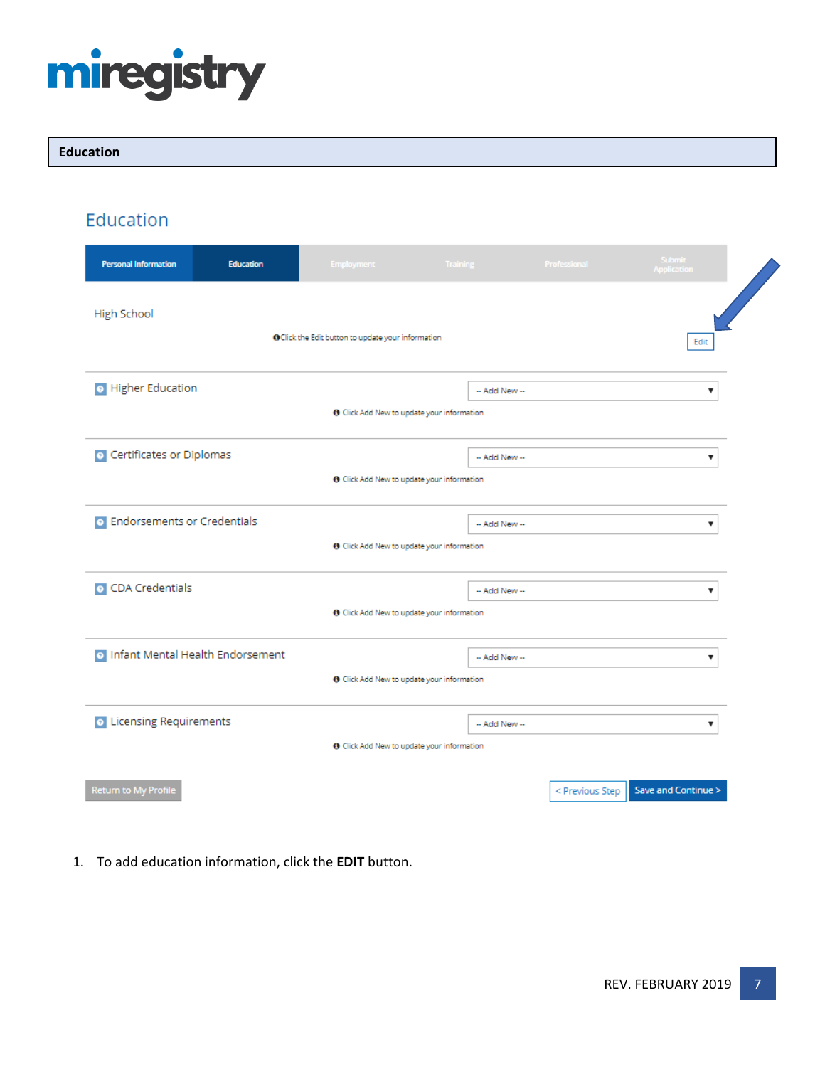# Education

## Education

Personal Information | Education | Employment | Training | Professional | Submit Application

High School

Click the Edit button to update your information

Edit

Higher Education — -- Add New --

Click Add New to update your information

Certificates or Diplomas — -- Add New --

Click Add New to update your information

Endorsements or Credentials — -- Add New --

Click Add New to update your information

CDA Credentials — -- Add New --

Click Add New to update your information

Infant Mental Health Endorsement — -- Add New --

Click Add New to update your information

Licensing Requirements — -- Add New --

Click Add New to update your information

Return to My Profile | < Previous Step | Save and Continue >

1. To add education information, click the **EDIT** button.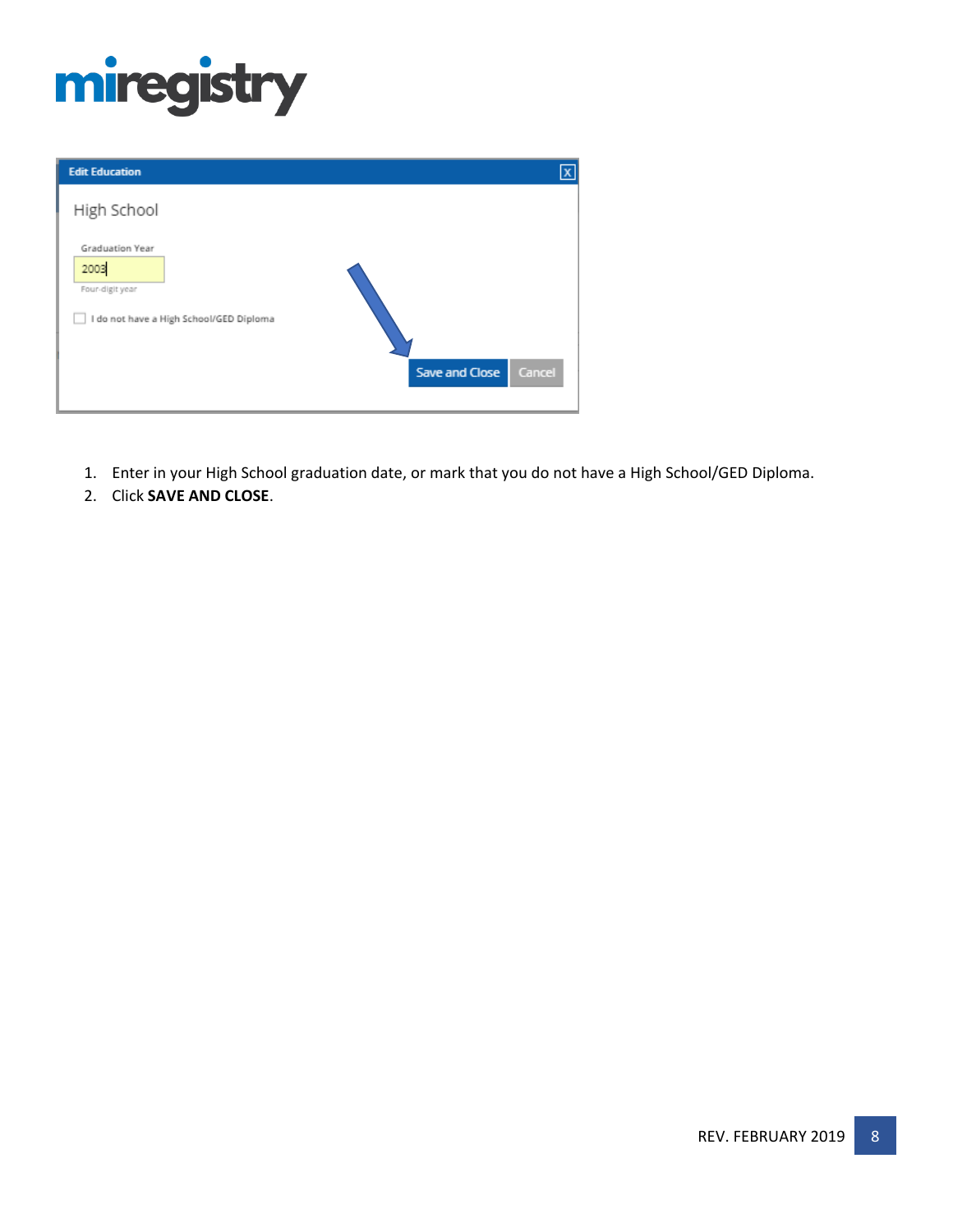1. Enter in your High School graduation date, or mark that you do not have a High School/GED Diploma.
2. Click **SAVE AND CLOSE**.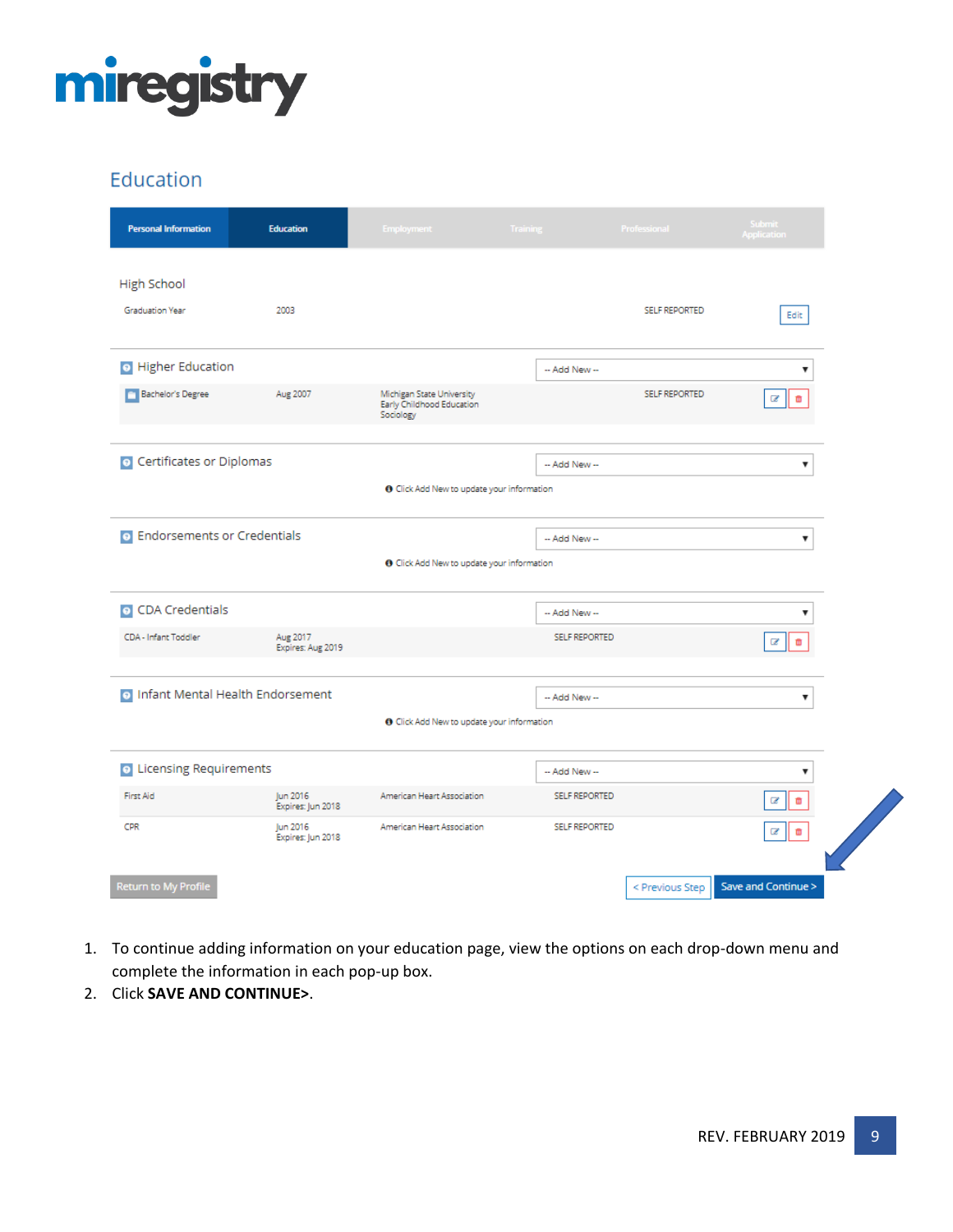miregistry

## Education

Personal Information | Education | Employment | Training | Professional | Submit Application

### High School

| Graduation Year | 2003 | SELF REPORTED | Edit |
|---|---|---|---|

### Higher Education

-- Add New --

| Bachelor's Degree | Aug 2007 | Michigan State University Early Childhood Education Sociology | SELF REPORTED |
|---|---|---|---|

### Certificates or Diplomas

-- Add New --

Click Add New to update your information

### Endorsements or Credentials

-- Add New --

Click Add New to update your information

### CDA Credentials

-- Add New --

| CDA - Infant Toddler | Aug 2017 Expires: Aug 2019 | SELF REPORTED |
|---|---|---|

### Infant Mental Health Endorsement

-- Add New --

Click Add New to update your information

### Licensing Requirements

-- Add New --

| First Aid | Jun 2016 Expires: Jun 2018 | American Heart Association | SELF REPORTED |
|---|---|---|---|
| CPR | Jun 2016 Expires: Jun 2018 | American Heart Association | SELF REPORTED |

Return to My Profile | < Previous Step | Save and Continue >

1. To continue adding information on your education page, view the options on each drop-down menu and complete the information in each pop-up box.
2. Click **SAVE AND CONTINUE>**.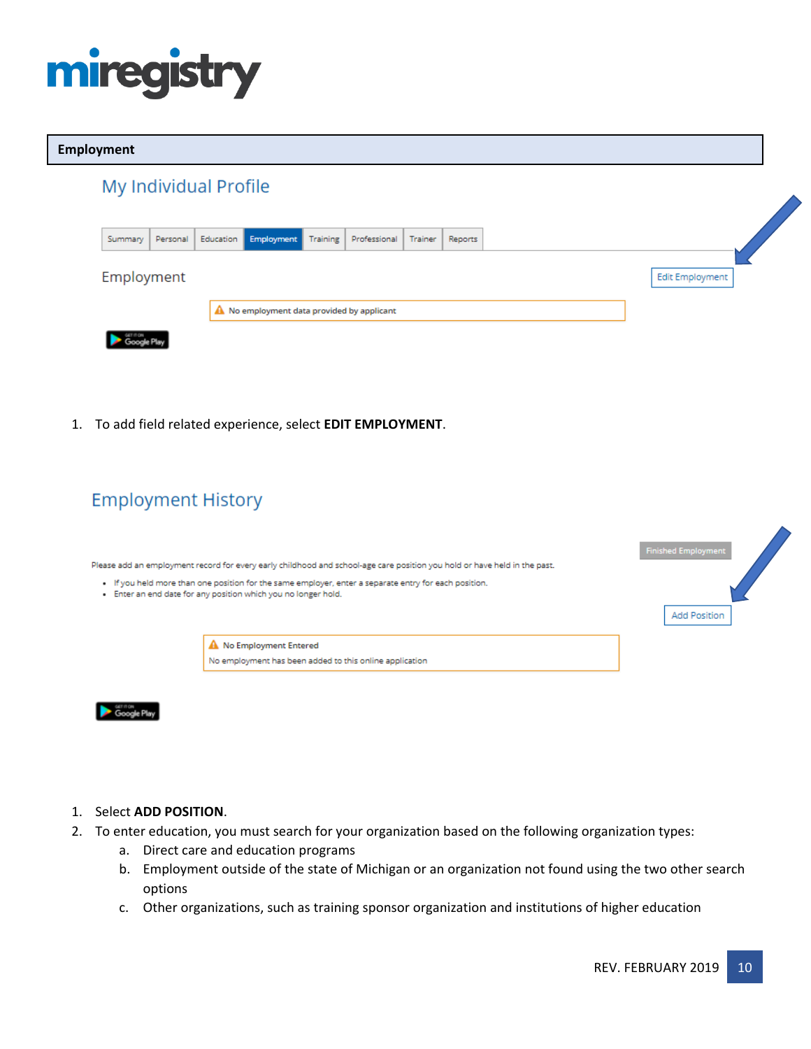**Employment**

My Individual Profile

Summary | Personal | Education | Employment | Training | Professional | Trainer | Reports

Employment

Edit Employment

No employment data provided by applicant

1. To add field related experience, select **EDIT EMPLOYMENT**.

Employment History

Finished Employment

Please add an employment record for every early childhood and school-age care position you hold or have held in the past.

- If you held more than one position for the same employer, enter a separate entry for each position.
- Enter an end date for any position which you no longer hold.

Add Position

No Employment Entered

No employment has been added to this online application

1. Select **ADD POSITION**.
2. To enter education, you must search for your organization based on the following organization types:
    a. Direct care and education programs
    b. Employment outside of the state of Michigan or an organization not found using the two other search options
    c. Other organizations, such as training sponsor organization and institutions of higher education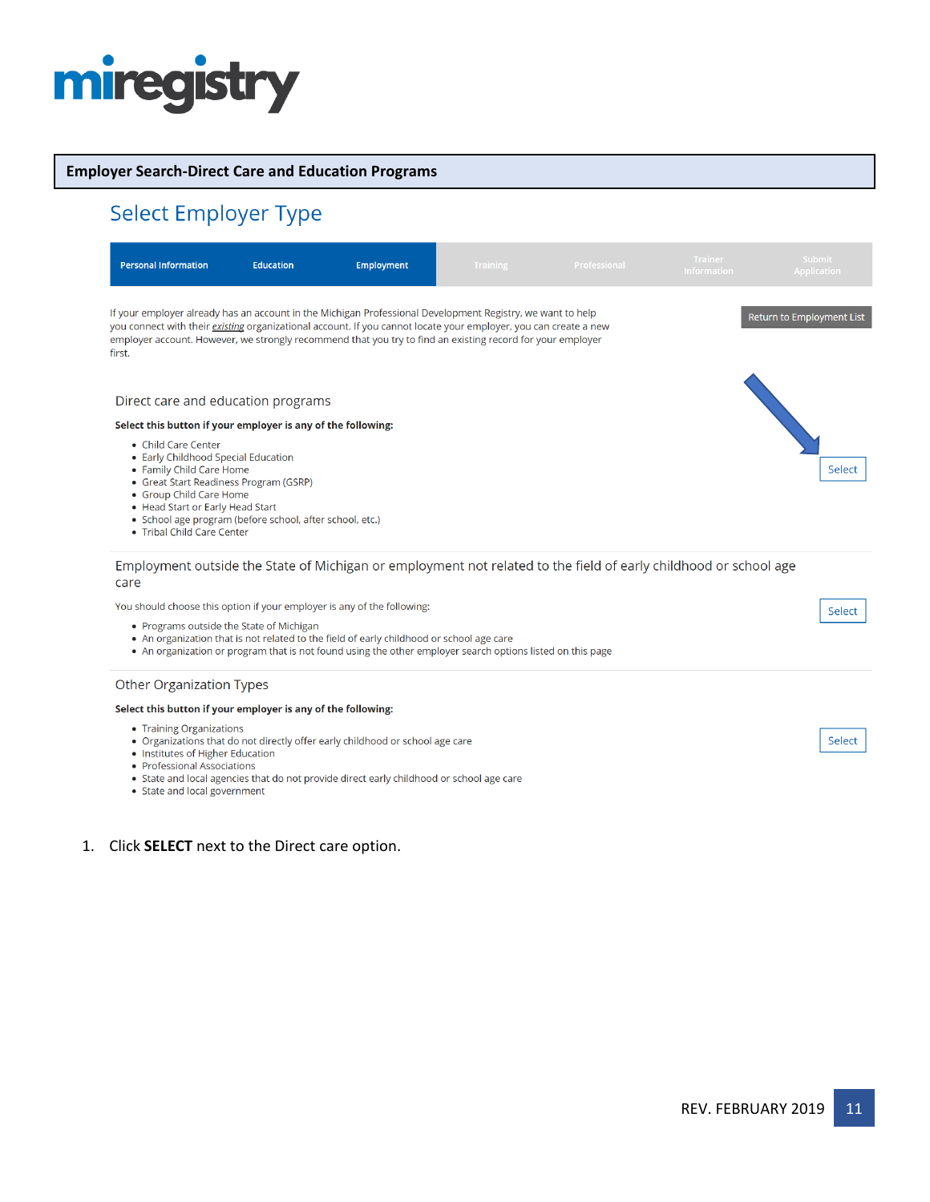**Employer Search-Direct Care and Education Programs**

## Select Employer Type

Personal Information | Education | Employment | Training | Professional | Trainer Information | Submit Application

If your employer already has an account in the Michigan Professional Development Registry, we want to help you connect with their *existing* organizational account. If you cannot locate your employer, you can create a new employer account. However, we strongly recommend that you try to find an existing record for your employer first.

Return to Employment List

### Direct care and education programs

**Select this button if your employer is any of the following:**

- Child Care Center
- Early Childhood Special Education
- Family Child Care Home
- Great Start Readiness Program (GSRP)
- Group Child Care Home
- Head Start or Early Head Start
- School age program (before school, after school, etc.)
- Tribal Child Care Center

Select

### Employment outside the State of Michigan or employment not related to the field of early childhood or school age care

You should choose this option if your employer is any of the following:

- Programs outside the State of Michigan
- An organization that is not related to the field of early childhood or school age care
- An organization or program that is not found using the other employer search options listed on this page

Select

### Other Organization Types

**Select this button if your employer is any of the following:**

- Training Organizations
- Organizations that do not directly offer early childhood or school age care
- Institutes of Higher Education
- Professional Associations
- State and local agencies that do not provide direct early childhood or school age care
- State and local government

Select

1. Click **SELECT** next to the Direct care option.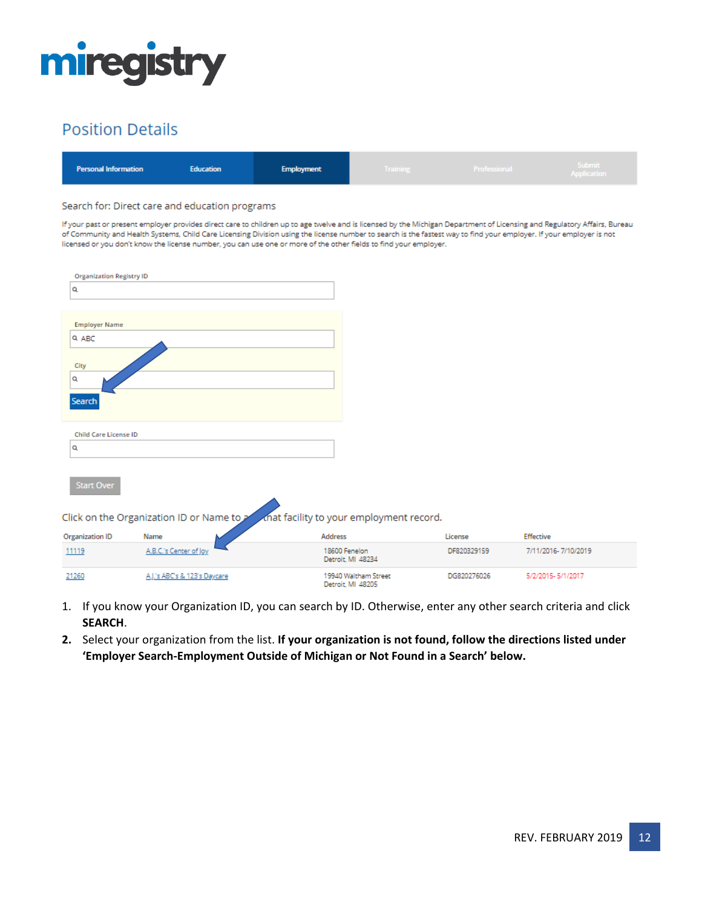# miregistry

## Position Details

Personal Information | Education | Employment | Training | Professional | Submit Application

Search for: Direct care and education programs

If your past or present employer provides direct care to children up to age twelve and is licensed by the Michigan Department of Licensing and Regulatory Affairs, Bureau of Community and Health Systems, Child Care Licensing Division using the license number to search is the fastest way to find your employer. If your employer is not licensed or you don't know the license number, you can use one or more of the other fields to find your employer.

Organization Registry ID

Employer Name
ABC

City

Search

Child Care License ID

Start Over

Click on the Organization ID or Name to add that facility to your employment record.

| Organization ID | Name | Address | License | Effective |
|---|---|---|---|---|
| 11119 | A.B.C.'s Center of Joy | 18600 Fenelon Detroit, MI 48234 | DF820329159 | 7/11/2016- 7/10/2019 |
| 21260 | A.J.'s ABC's & 123's Daycare | 19940 Waltham Street Detroit, MI 48205 | DG820276026 | 5/2/2015- 5/1/2017 |

1. If you know your Organization ID, you can search by ID. Otherwise, enter any other search criteria and click **SEARCH**.
2. Select your organization from the list. **If your organization is not found, follow the directions listed under 'Employer Search-Employment Outside of Michigan or Not Found in a Search' below.**

REV. FEBRUARY 2019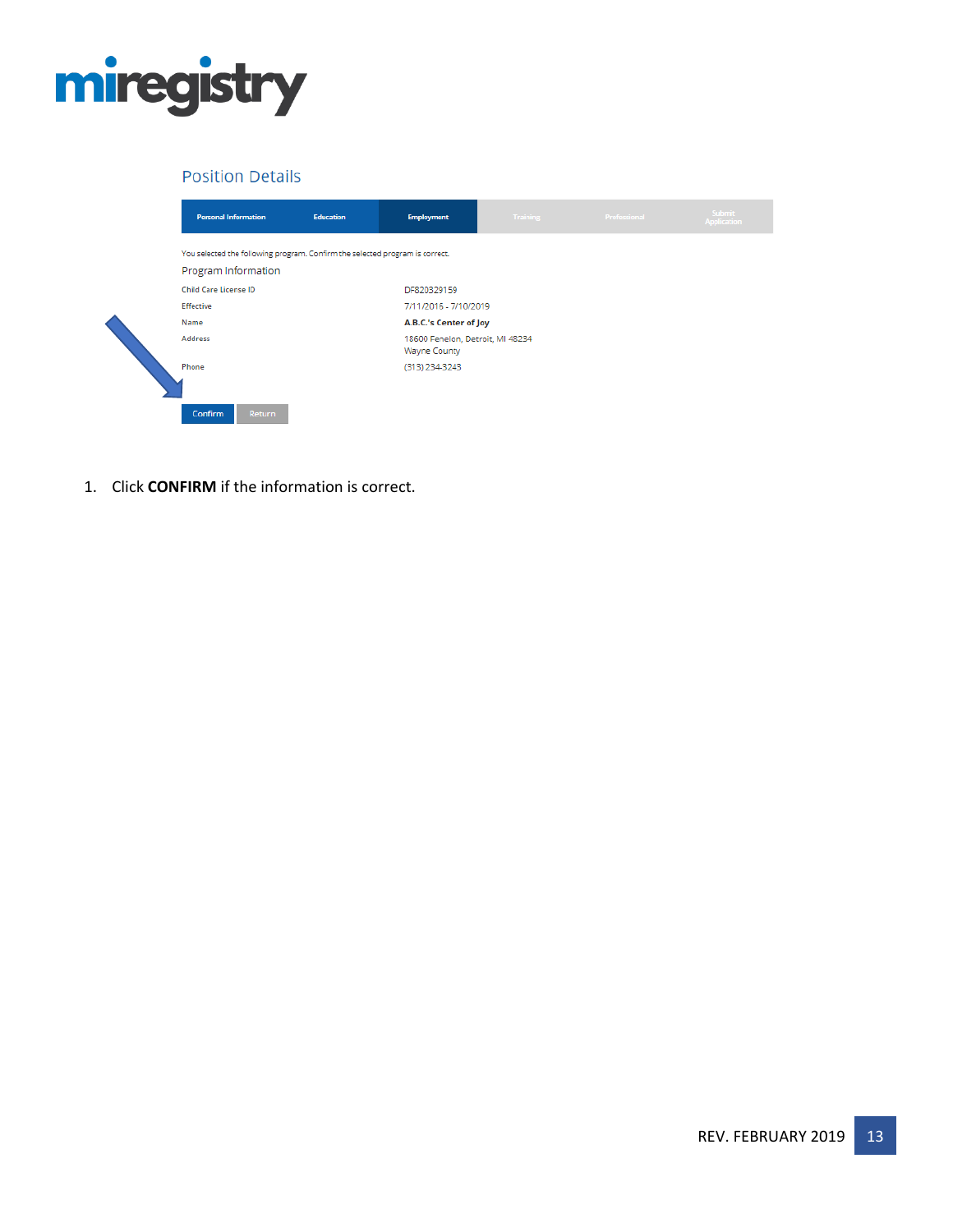miregistry

## Position Details

Personal Information | Education | Employment | Training | Professional | Submit Application

You selected the following program. Confirm the selected program is correct.

### Program Information

| | |
|---|---|
| Child Care License ID | DF820329159 |
| Effective | 7/11/2016 - 7/10/2019 |
| Name | **A.B.C.'s Center of Joy** |
| Address | 18600 Fenelon, Detroit, MI 48234<br>Wayne County |
| Phone | (313) 234-3243 |

Confirm | Return

1. Click **CONFIRM** if the information is correct.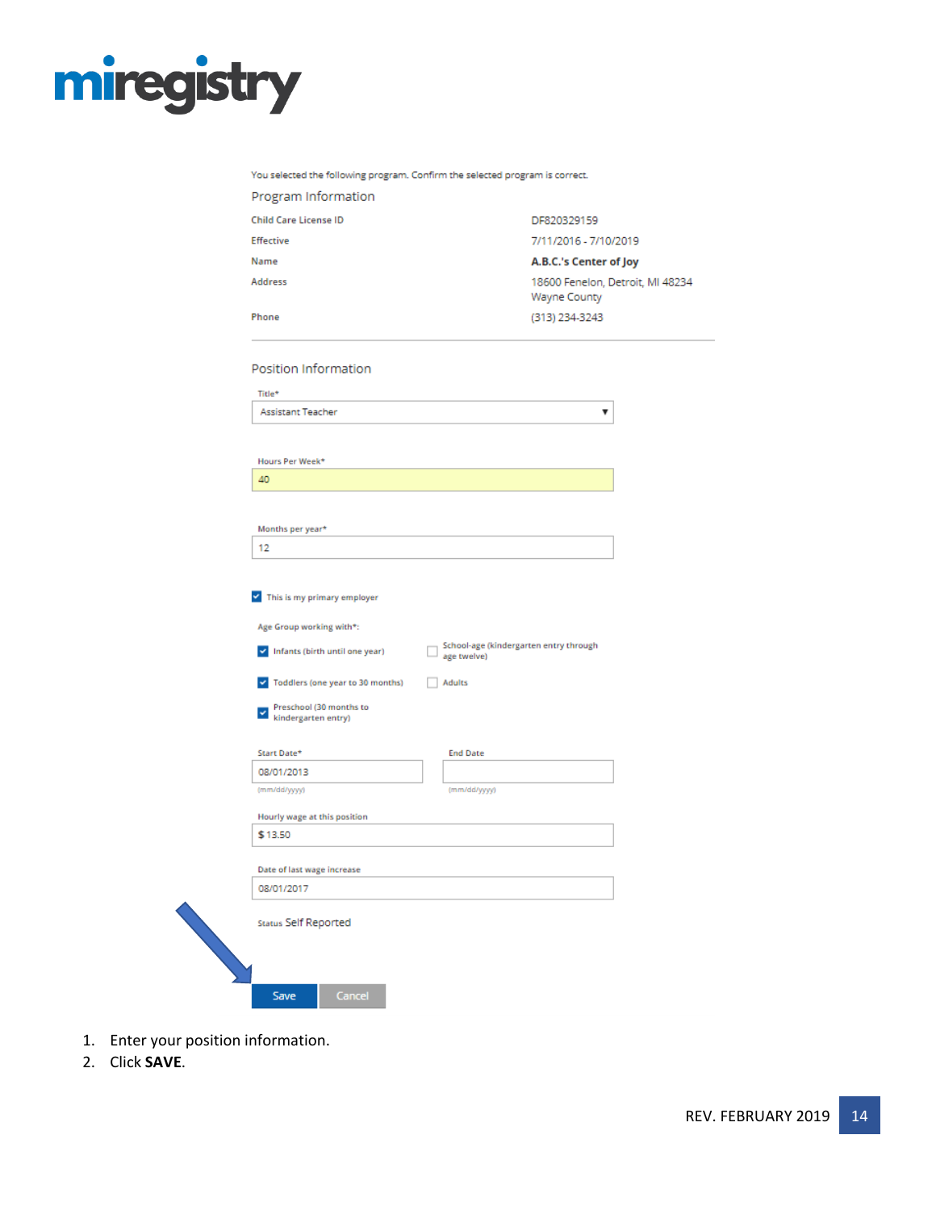You selected the following program. Confirm the selected program is correct.

Program Information

| | |
|---|---|
| Child Care License ID | DF820329159 |
| Effective | 7/11/2016 - 7/10/2019 |
| Name | **A.B.C.'s Center of Joy** |
| Address | 18600 Fenelon, Detroit, MI 48234<br>Wayne County |
| Phone | (313) 234-3243 |

Position Information

Title*
Assistant Teacher

Hours Per Week*
40

Months per year*
12

☑ This is my primary employer

Age Group working with*:

- ☑ Infants (birth until one year)
- ☐ School-age (kindergarten entry through age twelve)
- ☑ Toddlers (one year to 30 months)
- ☐ Adults
- ☑ Preschool (30 months to kindergarten entry)

Start Date*
08/01/2013
(mm/dd/yyyy)

End Date
(mm/dd/yyyy)

Hourly wage at this position
$ 13.50

Date of last wage increase
08/01/2017

Status Self Reported

Save Cancel

1. Enter your position information.
2. Click **SAVE**.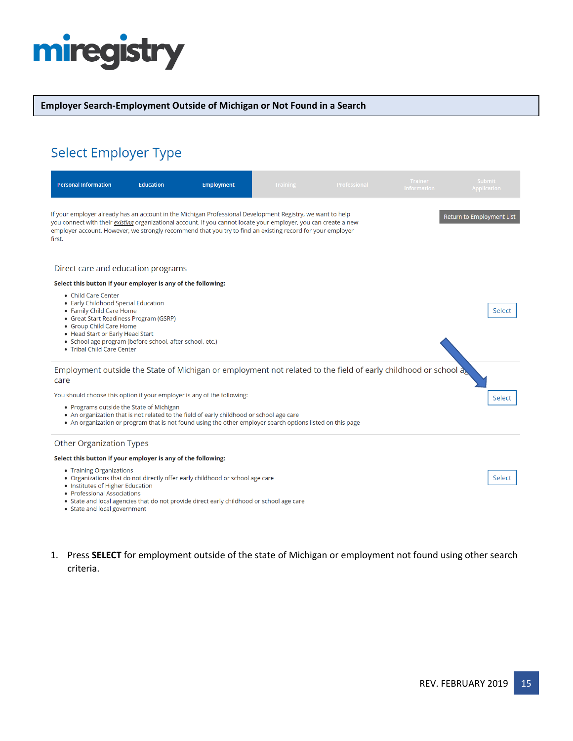**Employer Search-Employment Outside of Michigan or Not Found in a Search**

## Select Employer Type

Personal Information | Education | Employment | Training | Professional | Trainer Information | Submit Application

If your employer already has an account in the Michigan Professional Development Registry, we want to help you connect with their *existing* organizational account. If you cannot locate your employer, you can create a new employer account. However, we strongly recommend that you try to find an existing record for your employer first.

Return to Employment List

### Direct care and education programs

**Select this button if your employer is any of the following:**

- Child Care Center
- Early Childhood Special Education
- Family Child Care Home
- Great Start Readiness Program (GSRP)
- Group Child Care Home
- Head Start or Early Head Start
- School age program (before school, after school, etc.)
- Tribal Child Care Center

Select

### Employment outside the State of Michigan or employment not related to the field of early childhood or school age care

You should choose this option if your employer is any of the following:

- Programs outside the State of Michigan
- An organization that is not related to the field of early childhood or school age care
- An organization or program that is not found using the other employer search options listed on this page

Select

### Other Organization Types

**Select this button if your employer is any of the following:**

- Training Organizations
- Organizations that do not directly offer early childhood or school age care
- Institutes of Higher Education
- Professional Associations
- State and local agencies that do not provide direct early childhood or school age care
- State and local government

Select

1. Press **SELECT** for employment outside of the state of Michigan or employment not found using other search criteria.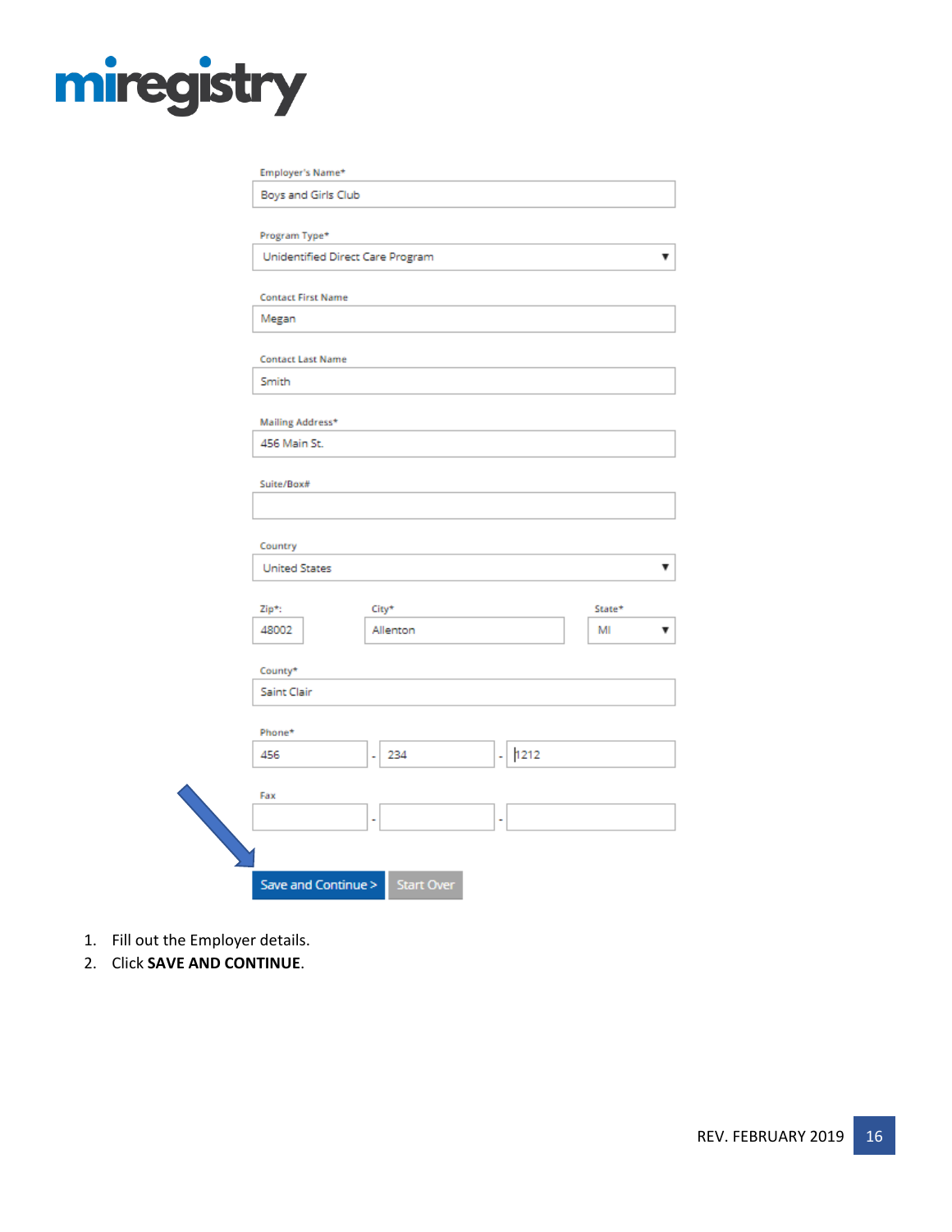Employer's Name*

Boys and Girls Club

Program Type*

Unidentified Direct Care Program

Contact First Name

Megan

Contact Last Name

Smith

Mailing Address*

456 Main St.

Suite/Box#

Country

United States

Zip*: 48002

City* Allenton

State* MI

County*

Saint Clair

Phone*

456 - 234 - 1212

Fax

Save and Continue > Start Over

1. Fill out the Employer details.
2. Click **SAVE AND CONTINUE**.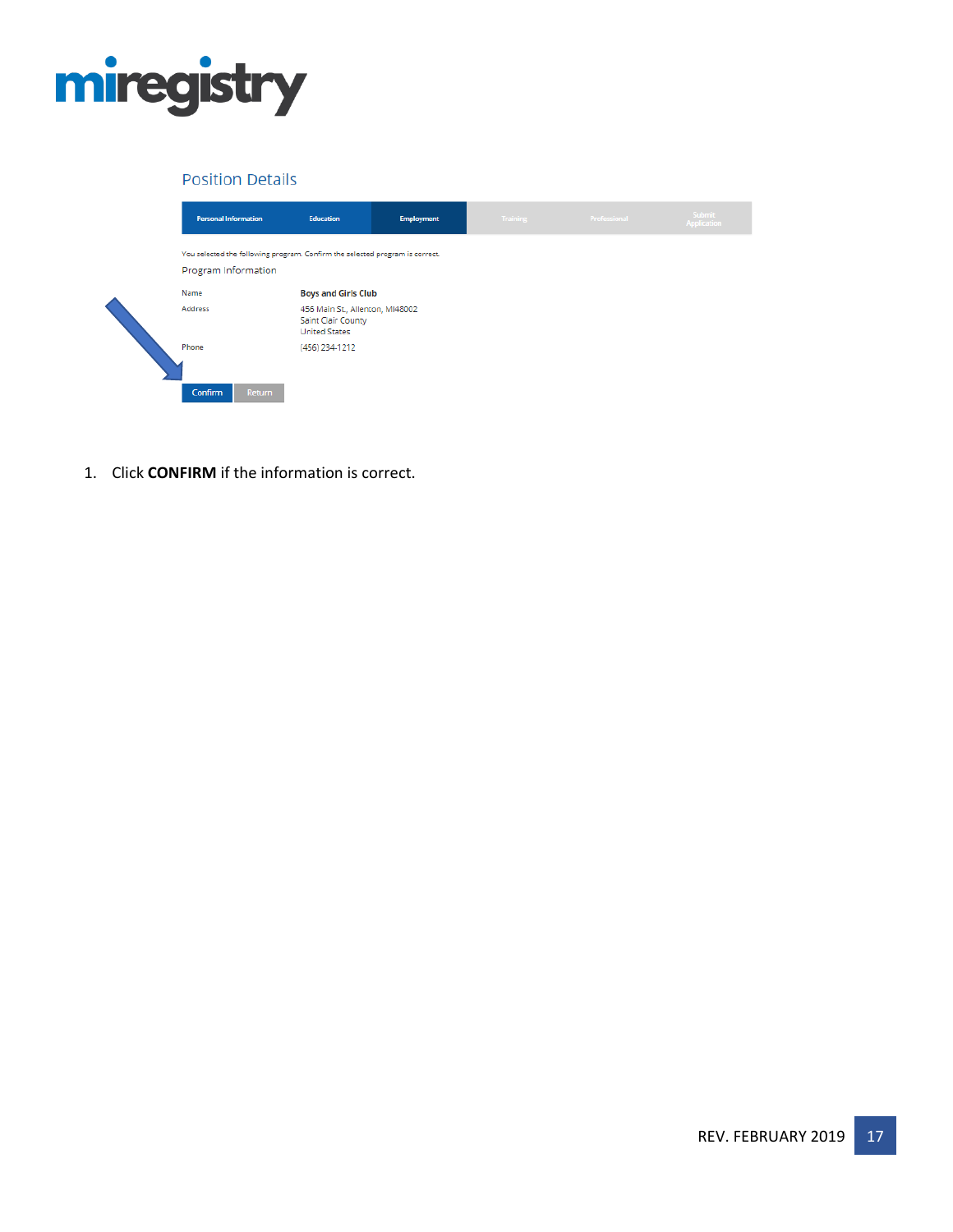## Position Details

| Personal Information | Education | Employment | Training | Professional | Submit Application |
| --- | --- | --- | --- | --- | --- |

You selected the following program. Confirm the selected program is correct.

Program Information

| | |
| --- | --- |
| Name | **Boys and Girls Club** |
| Address | 456 Main St., Allenton, MI48002<br>Saint Clair County<br>United States |
| Phone | (456) 234-1212 |

Confirm | Return

1. Click **CONFIRM** if the information is correct.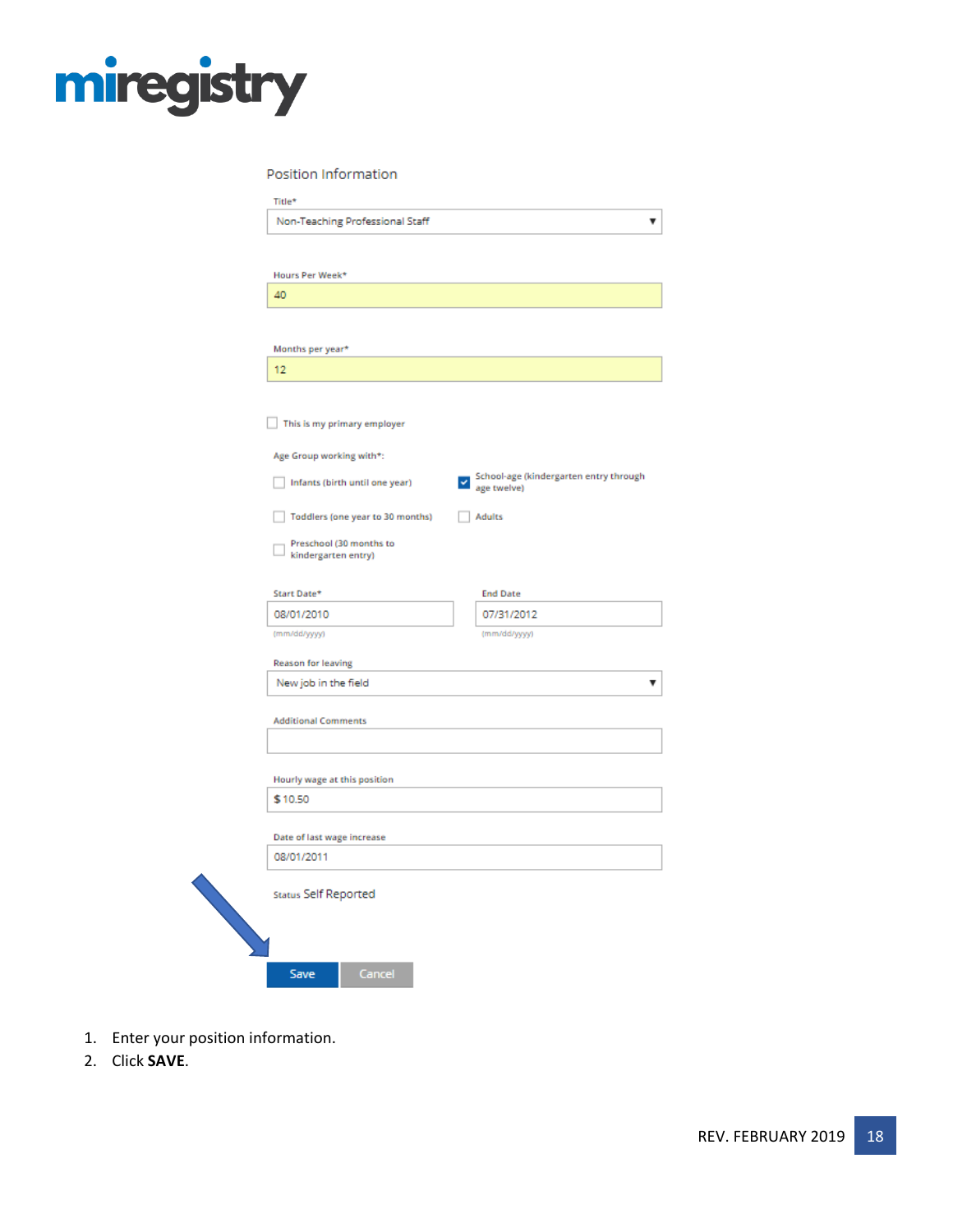Position Information

Title*
Non-Teaching Professional Staff

Hours Per Week*
40

Months per year*
12

- [ ] This is my primary employer

Age Group working with*:

- [ ] Infants (birth until one year)
- [x] School-age (kindergarten entry through age twelve)
- [ ] Toddlers (one year to 30 months)
- [ ] Adults
- [ ] Preschool (30 months to kindergarten entry)

Start Date*
08/01/2010
(mm/dd/yyyy)

End Date
07/31/2012
(mm/dd/yyyy)

Reason for leaving
New job in the field

Additional Comments

Hourly wage at this position
$ 10.50

Date of last wage increase
08/01/2011

Status Self Reported

Save | Cancel

1. Enter your position information.
2. Click **SAVE**.

REV. FEBRUARY 2019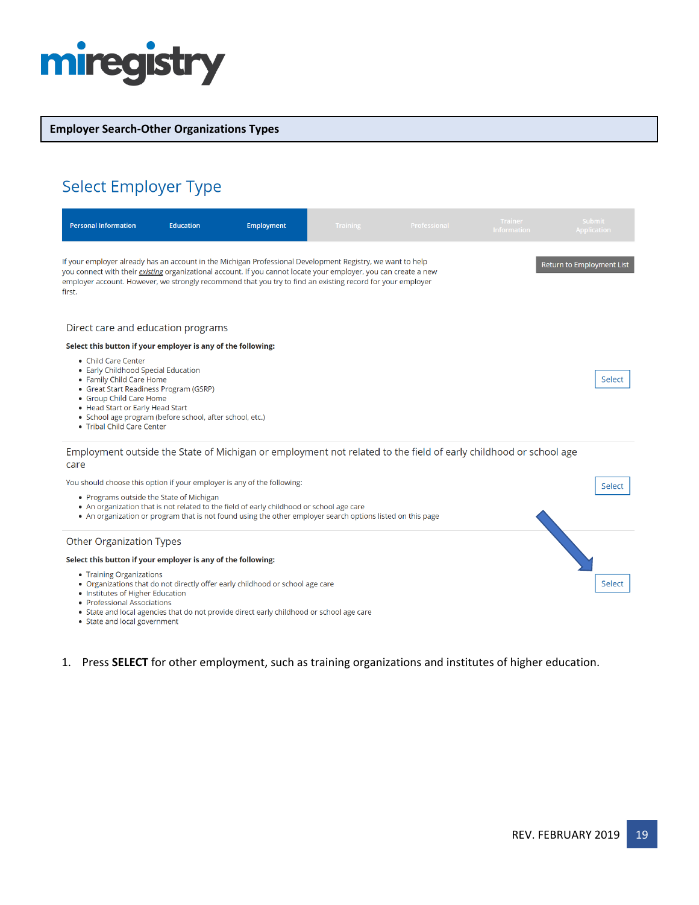# Employer Search-Other Organizations Types

## Select Employer Type

Personal Information | Education | Employment | Training | Professional | Trainer Information | Submit Application

If your employer already has an account in the Michigan Professional Development Registry, we want to help you connect with their *existing* organizational account. If you cannot locate your employer, you can create a new employer account. However, we strongly recommend that you try to find an existing record for your employer first.

Return to Employment List

### Direct care and education programs

**Select this button if your employer is any of the following:**

- Child Care Center
- Early Childhood Special Education
- Family Child Care Home
- Great Start Readiness Program (GSRP)
- Group Child Care Home
- Head Start or Early Head Start
- School age program (before school, after school, etc.)
- Tribal Child Care Center

Select

### Employment outside the State of Michigan or employment not related to the field of early childhood or school age care

You should choose this option if your employer is any of the following:

- Programs outside the State of Michigan
- An organization that is not related to the field of early childhood or school age care
- An organization or program that is not found using the other employer search options listed on this page

Select

### Other Organization Types

**Select this button if your employer is any of the following:**

- Training Organizations
- Organizations that do not directly offer early childhood or school age care
- Institutes of Higher Education
- Professional Associations
- State and local agencies that do not provide direct early childhood or school age care
- State and local government

Select

1. Press **SELECT** for other employment, such as training organizations and institutes of higher education.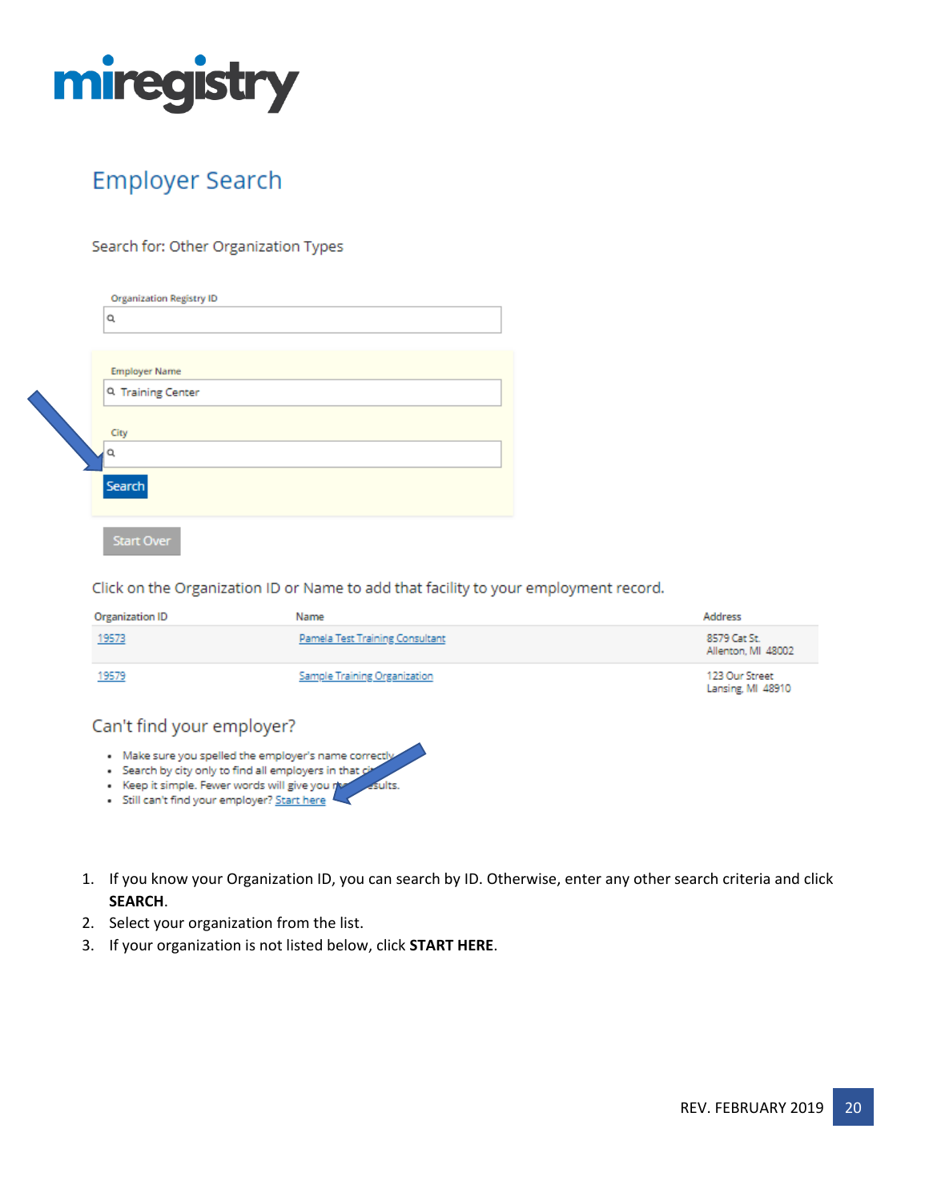# miregistry

## Employer Search

Search for: Other Organization Types

Organization Registry ID

Employer Name

Training Center

City

Search

Start Over

Click on the Organization ID or Name to add that facility to your employment record.

| Organization ID | Name | Address |
| --- | --- | --- |
| 19573 | Pamela Test Training Consultant | 8579 Cat St. Allenton, MI 48002 |
| 19579 | Sample Training Organization | 123 Our Street Lansing, MI 48910 |

### Can't find your employer?

- Make sure you spelled the employer's name correctly
- Search by city only to find all employers in that city
- Keep it simple. Fewer words will give you more results.
- Still can't find your employer? Start here

1. If you know your Organization ID, you can search by ID. Otherwise, enter any other search criteria and click **SEARCH**.
2. Select your organization from the list.
3. If your organization is not listed below, click **START HERE**.

REV. FEBRUARY 2019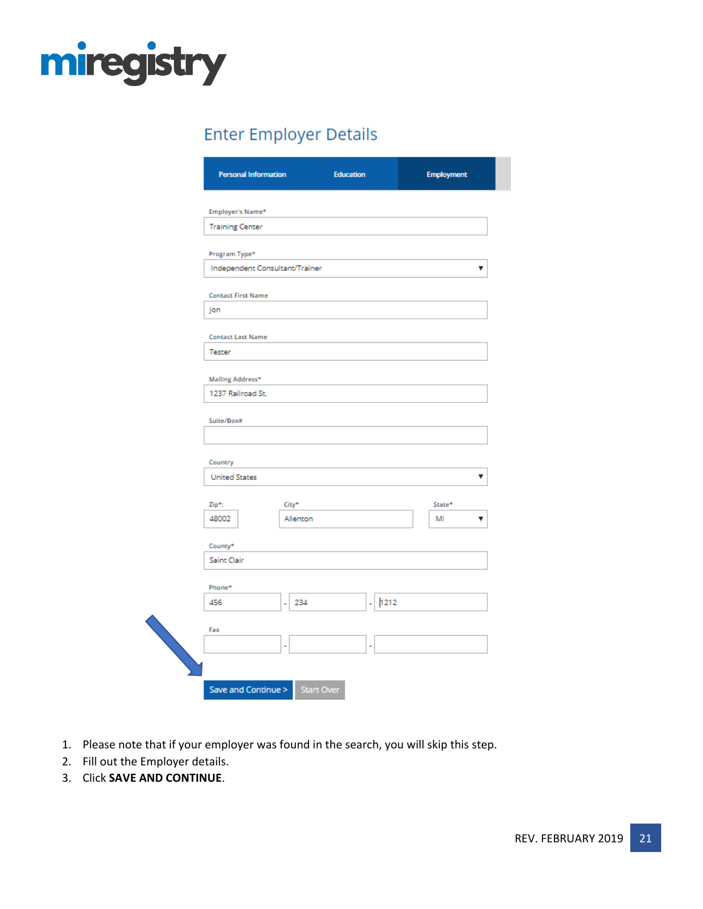## Enter Employer Details

Personal Information | Education | Employment

Employer's Name*
Training Center

Program Type*
Independent Consultant/Trainer

Contact First Name
Jon

Contact Last Name
Tester

Mailing Address*
1237 Railroad St.

Suite/Box#

Country
United States

Zip*: 48002
City* Allenton
State* MI

County*
Saint Clair

Phone*
456 - 234 - 1212

Fax
- -

Save and Continue > | Start Over

1. Please note that if your employer was found in the search, you will skip this step.
2. Fill out the Employer details.
3. Click **SAVE AND CONTINUE**.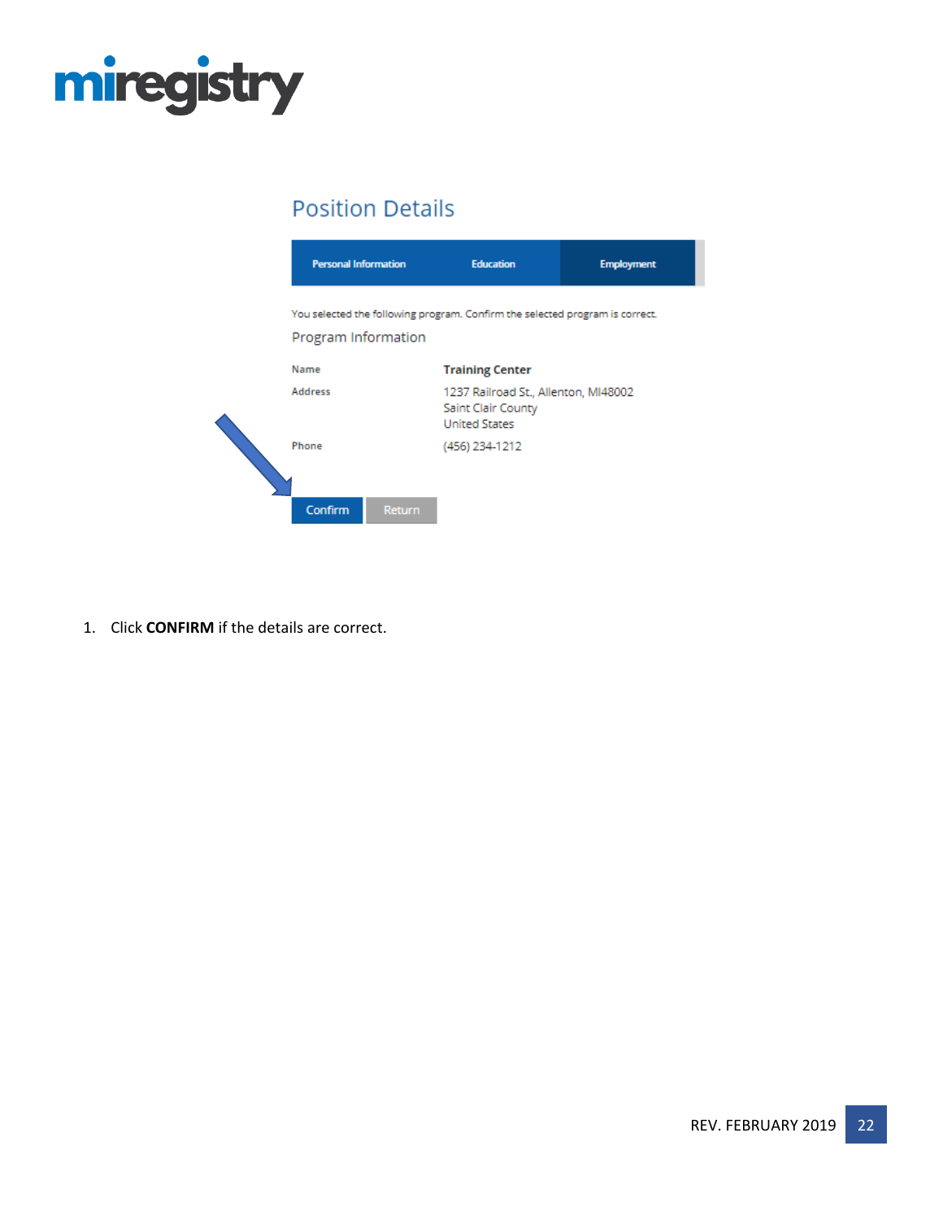## Position Details

Personal Information | Education | Employment

You selected the following program. Confirm the selected program is correct.

### Program Information

| | |
|---|---|
| Name | **Training Center** |
| Address | 1237 Railroad St., Allenton, MI48002<br>Saint Clair County<br>United States |
| Phone | (456) 234-1212 |

Confirm | Return

1. Click **CONFIRM** if the details are correct.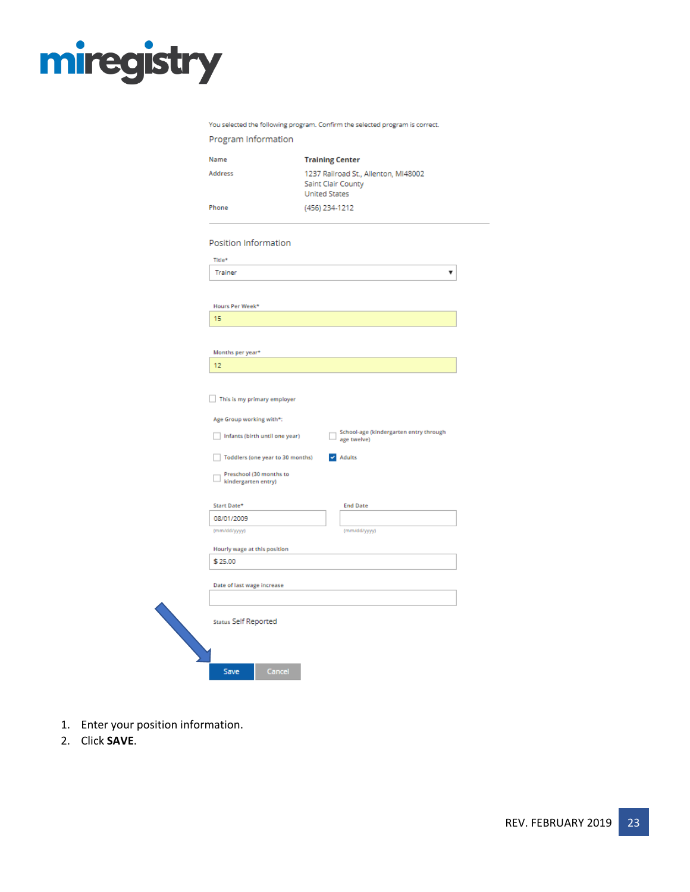**miregistry**

You selected the following program. Confirm the selected program is correct.

Program Information

| | |
|---|---|
| Name | **Training Center** |
| Address | 1237 Railroad St., Allenton, MI48002<br>Saint Clair County<br>United States |
| Phone | (456) 234-1212 |

Position Information

Title*
Trainer

Hours Per Week*
15

Months per year*
12

☐ This is my primary employer

Age Group working with*:

- ☐ Infants (birth until one year)
- ☐ Toddlers (one year to 30 months)
- ☐ Preschool (30 months to kindergarten entry)
- ☐ School-age (kindergarten entry through age twelve)
- ☑ Adults

Start Date*
08/01/2009
(mm/dd/yyyy)

End Date
(mm/dd/yyyy)

Hourly wage at this position
$ 25.00

Date of last wage increase

Status Self Reported

Save | Cancel

1. Enter your position information.
2. Click **SAVE**.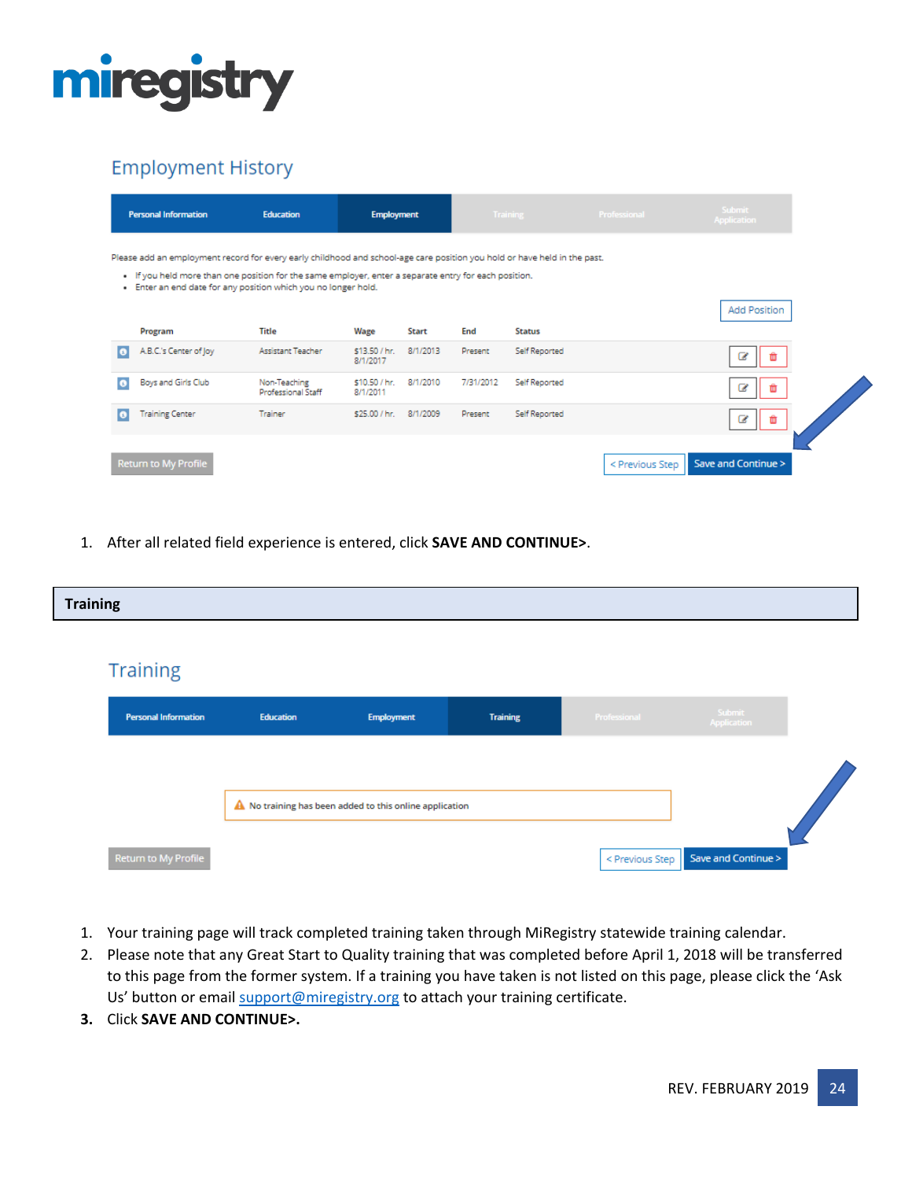# miregistry

## Employment History

Personal Information | Education | Employment | Training | Professional | Submit Application

Please add an employment record for every early childhood and school-age care position you hold or have held in the past.

- If you held more than one position for the same employer, enter a separate entry for each position.
- Enter an end date for any position which you no longer hold.

Add Position

| Program | Title | Wage | Start | End | Status |
|---|---|---|---|---|---|
| A.B.C.'s Center of Joy | Assistant Teacher | $13.50 / hr. 8/1/2017 | 8/1/2013 | Present | Self Reported |
| Boys and Girls Club | Non-Teaching Professional Staff | $10.50 / hr. 8/1/2011 | 8/1/2010 | 7/31/2012 | Self Reported |
| Training Center | Trainer | $25.00 / hr. | 8/1/2009 | Present | Self Reported |

Return to My Profile | < Previous Step | Save and Continue >

1. After all related field experience is entered, click **SAVE AND CONTINUE>**.

## Training

### Training

Personal Information | Education | Employment | Training | Professional | Submit Application

No training has been added to this online application

Return to My Profile | < Previous Step | Save and Continue >

1. Your training page will track completed training taken through MiRegistry statewide training calendar.
2. Please note that any Great Start to Quality training that was completed before April 1, 2018 will be transferred to this page from the former system. If a training you have taken is not listed on this page, please click the 'Ask Us' button or email support@miregistry.org to attach your training certificate.
3. Click **SAVE AND CONTINUE>.**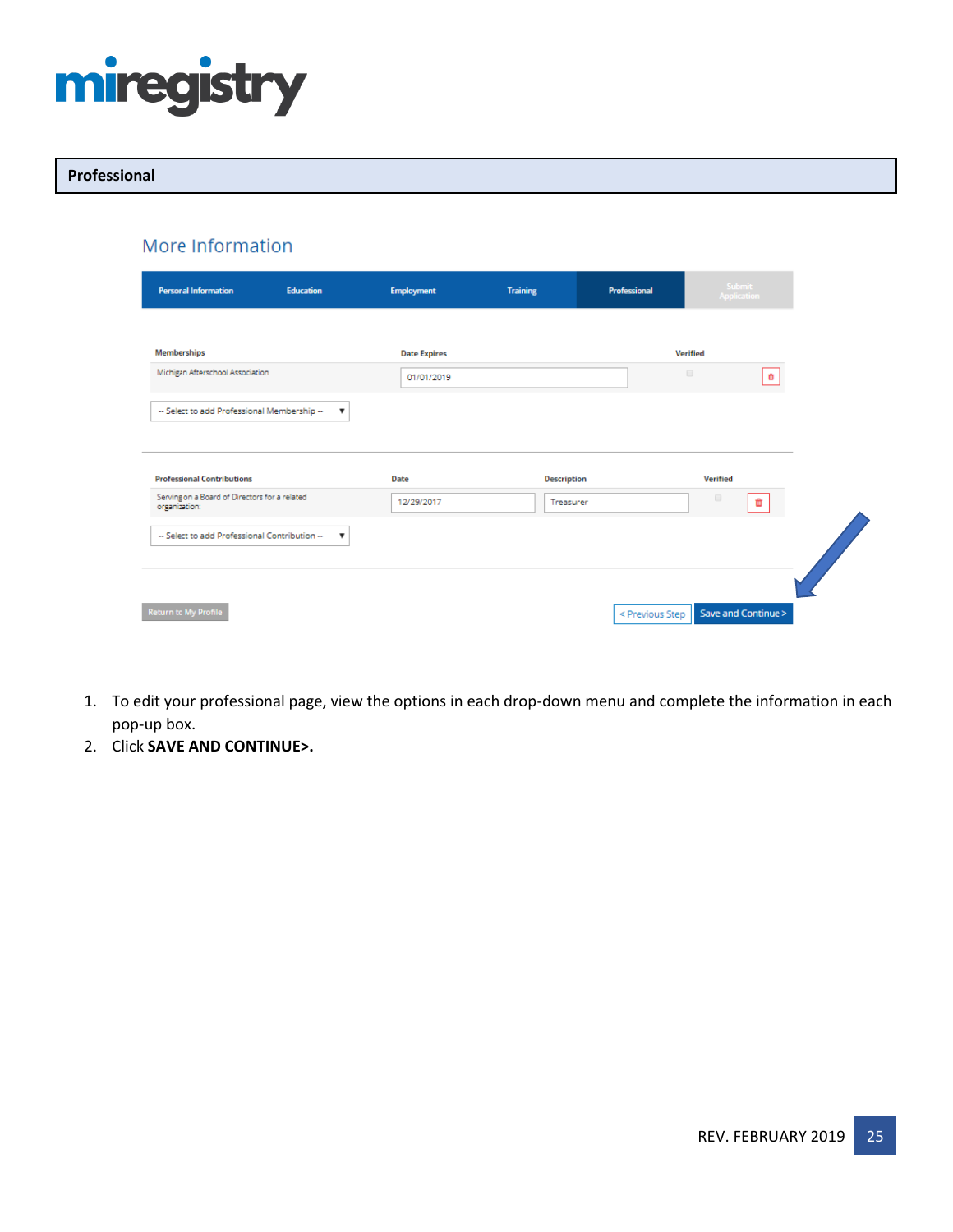## Professional

More Information

| Personal Information | Education | Employment | Training | Professional | Submit Application |
|---|---|---|---|---|---|

| Memberships | Date Expires | Verified |
|---|---|---|
| Michigan Afterschool Association | 01/01/2019 | |

-- Select to add Professional Membership --

| Professional Contributions | Date | Description | Verified |
|---|---|---|---|
| Serving on a Board of Directors for a related organization: | 12/29/2017 | Treasurer | |

-- Select to add Professional Contribution --

Return to My Profile

< Previous Step | Save and Continue >

1. To edit your professional page, view the options in each drop-down menu and complete the information in each pop-up box.
2. Click **SAVE AND CONTINUE>.**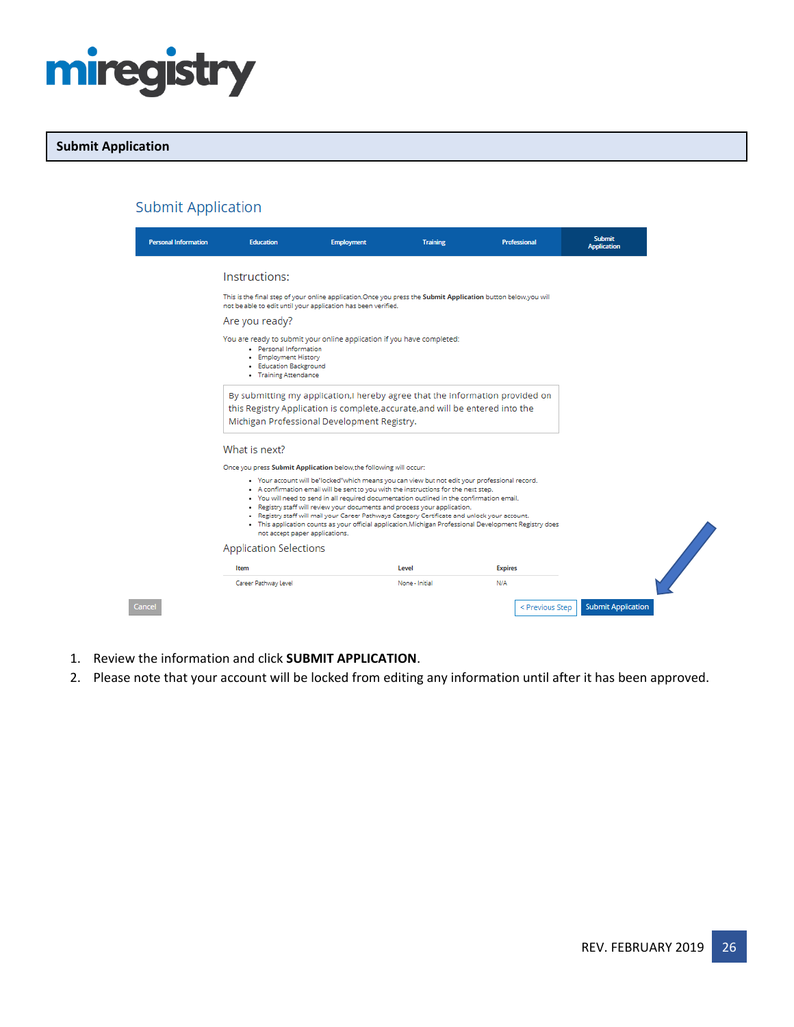## Submit Application

### Submit Application

Personal Information | Education | Employment | Training | Professional | Submit Application

**Instructions:**

This is the final step of your online application.Once you press the **Submit Application** button below,you will not be able to edit until your application has been verified.

**Are you ready?**

You are ready to submit your online application if you have completed:

- Personal Information
- Employment History
- Education Background
- Training Attendance

By submitting my application,I hereby agree that the information provided on this Registry Application is complete,accurate,and will be entered into the Michigan Professional Development Registry.

**What is next?**

Once you press **Submit Application** below,the following will occur:

- Your account will be"locked"which means you can view but not edit your professional record.
- A confirmation email will be sent to you with the instructions for the next step.
- You will need to send in all required documentation outlined in the confirmation email.
- Registry staff will review your documents and process your application.
- Registry staff will mail your Career Pathways Category Certificate and unlock your account.
- This application counts as your official application.Michigan Professional Development Registry does not accept paper applications.

**Application Selections**

| Item | Level | Expires |
|---|---|---|
| Career Pathway Level | None - Initial | N/A |

Cancel | < Previous Step | Submit Application

1. Review the information and click **SUBMIT APPLICATION**.
2. Please note that your account will be locked from editing any information until after it has been approved.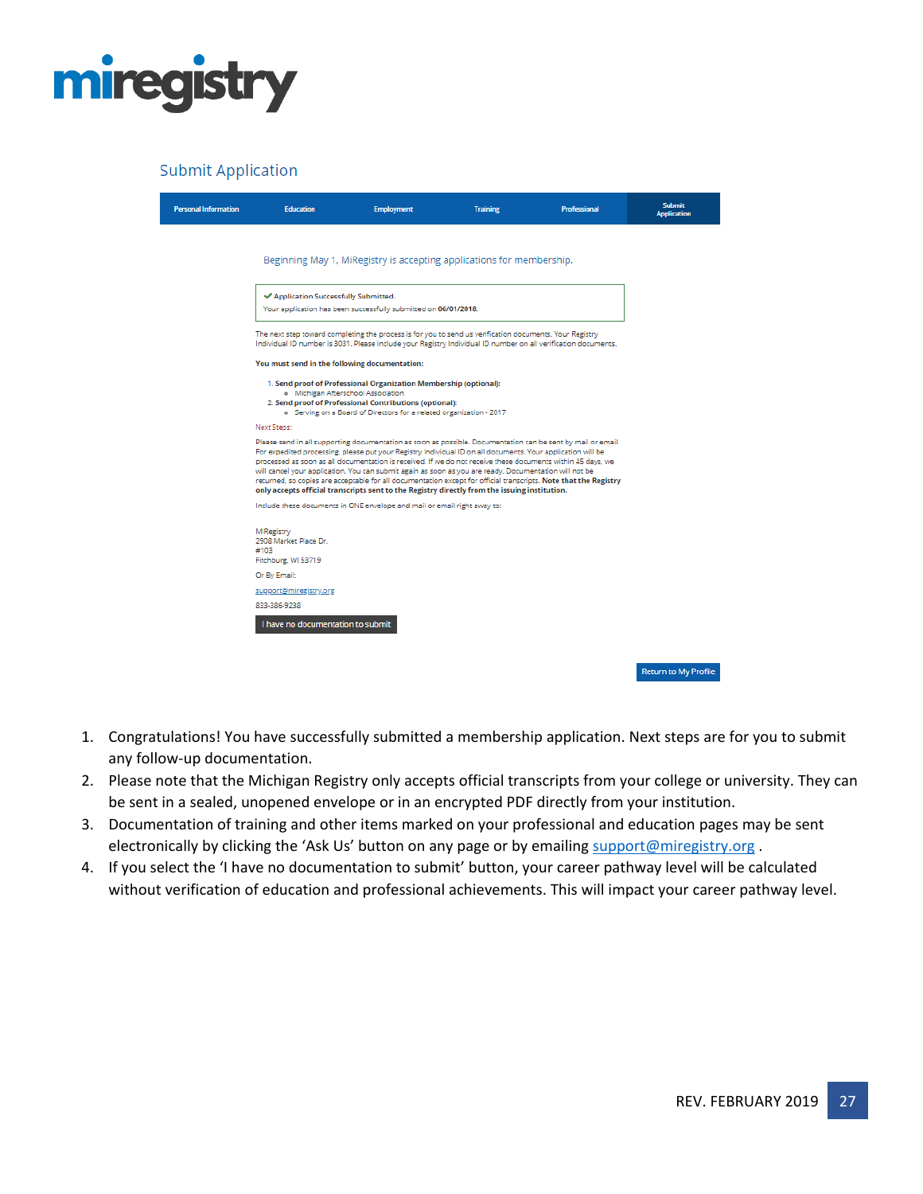# miregistry

## Submit Application

| Personal Information | Education | Employment | Training | Professional | Submit Application |
|---|---|---|---|---|---|

Beginning May 1, MiRegistry is accepting applications for membership.

✔ Application Successfully Submitted.
Your application has been successfully submitted on **06/01/2018.**

The next step toward completing the process is for you to send us verification documents. Your Registry Individual ID number is 3031. Please include your Registry Individual ID number on all verification documents.

**You must send in the following documentation:**

1. **Send proof of Professional Organization Membership (optional):**
   - Michigan Afterschool Association
2. **Send proof of Professional Contributions (optional):**
   - Serving on a Board of Directors for a related organization - 2017

Next Steps:

Please send in all supporting documentation as soon as possible. Documentation can be sent by mail or email. For expedited processing, please put your Registry individual ID on all documents. Your application will be processed as soon as all documentation is received. If we do not receive these documents within 45 days, we will cancel your application. You can submit again as soon as you are ready. Documentation will not be returned, so copies are acceptable for all documentation except for official transcripts. **Note that the Registry only accepts official transcripts sent to the Registry directly from the issuing institution.**

Include these documents in ONE envelope and mail or email right away to:

MiRegistry
2908 Market Place Dr.
#103
Fitchburg, WI 53719

Or By Email:

support@miregistry.org

833-386-9238

I have no documentation to submit

Return to My Profile

1. Congratulations! You have successfully submitted a membership application. Next steps are for you to submit any follow-up documentation.
2. Please note that the Michigan Registry only accepts official transcripts from your college or university. They can be sent in a sealed, unopened envelope or in an encrypted PDF directly from your institution.
3. Documentation of training and other items marked on your professional and education pages may be sent electronically by clicking the 'Ask Us' button on any page or by emailing support@miregistry.org .
4. If you select the 'I have no documentation to submit' button, your career pathway level will be calculated without verification of education and professional achievements. This will impact your career pathway level.